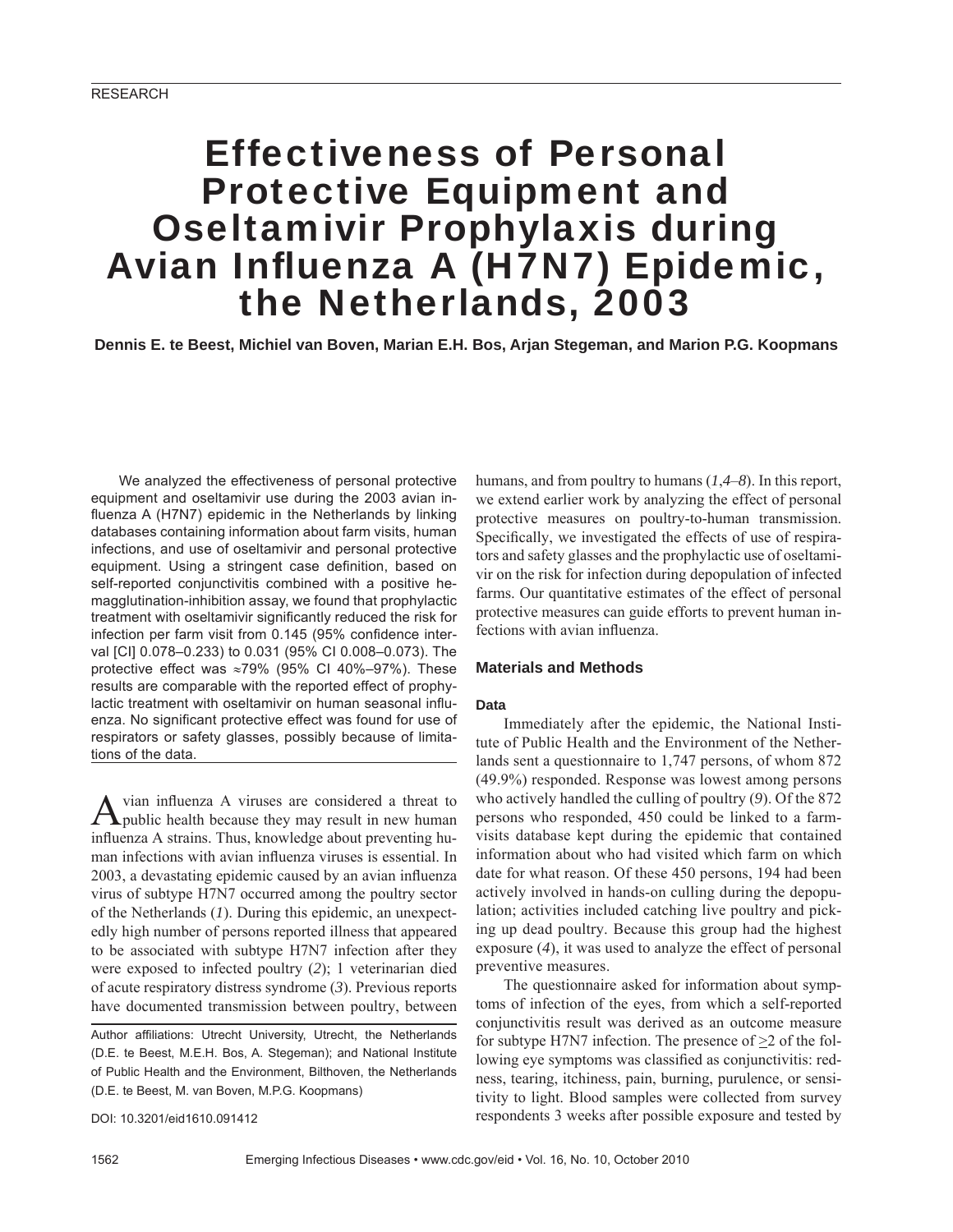RESEARCH

# Effectiveness of Personal Protective Equipment and Oseltamivir Prophylaxis during Avian Influenza A (H7N7) Epidemic, the Netherlands, 2003

**Dennis E. te Beest, Michiel van Boven, Marian E.H. Bos, Arjan Stegeman, and Marion P.G. Koopmans**

We analyzed the effectiveness of personal protective equipment and oseltamivir use during the 2003 avian influenza A (H7N7) epidemic in the Netherlands by linking databases containing information about farm visits, human infections, and use of oseltamivir and personal protective equipment. Using a stringent case definition, based on self-reported conjunctivitis combined with a positive hemagglutination-inhibition assay, we found that prophylactic treatment with oseltamivir significantly reduced the risk for infection per farm visit from 0.145 (95% confidence interval [CI] 0.078–0.233) to 0.031 (95% CI 0.008–0.073). The protective effect was ≈79% (95% CI 40%–97%). These results are comparable with the reported effect of prophylactic treatment with oseltamivir on human seasonal influenza. No significant protective effect was found for use of respirators or safety glasses, possibly because of limitations of the data.

Avian influenza A viruses are considered a threat to public health because they may result in new human influenza A strains. Thus, knowledge about preventing human infections with avian influenza viruses is essential. In 2003, a devastating epidemic caused by an avian influenza virus of subtype H7N7 occurred among the poultry sector of the Netherlands (*1*). During this epidemic, an unexpectedly high number of persons reported illness that appeared to be associated with subtype H7N7 infection after they were exposed to infected poultry (*2*); 1 veterinarian died of acute respiratory distress syndrome (*3*). Previous reports have documented transmission between poultry, between humans, and from poultry to humans (*1*,*4*–*8*). In this report, we extend earlier work by analyzing the effect of personal protective measures on poultry-to-human transmission. Specifically, we investigated the effects of use of respirators and safety glasses and the prophylactic use of oseltamivir on the risk for infection during depopulation of infected farms. Our quantitative estimates of the effect of personal protective measures can guide efforts to prevent human infections with avian influenza.

Author affiliations: Utrecht University, Utrecht, the Netherlands (D.E. te Beest, M.E.H. Bos, A. Stegeman); and National Institute of Public Health and the Environment, Bilthoven, the Netherlands (D.E. te Beest, M. van Boven, M.P.G. Koopmans)

DOI: 10.3201/eid1610.091412

## Materials and Methods

### Data

Immediately after the epidemic, the National Institute of Public Health and the Environment of the Netherlands sent a questionnaire to 1,747 persons, of whom 872 (49.9%) responded. Response was lowest among persons who actively handled the culling of poultry (*9*). Of the 872 persons who responded, 450 could be linked to a farm-visits database kept during the epidemic that contained information about who had visited which farm on which date for what reason. Of these 450 persons, 194 had been actively involved in hands-on culling during the depopulation; activities included catching live poultry and picking up dead poultry. Because this group had the highest exposure (*4*), it was used to analyze the effect of personal preventive measures.

The questionnaire asked for information about symptoms of infection of the eyes, from which a self-reported conjunctivitis result was derived as an outcome measure for subtype H7N7 infection. The presence of ≥2 of the following eye symptoms was classified as conjunctivitis: redness, tearing, itchiness, pain, burning, purulence, or sensitivity to light. Blood samples were collected from survey respondents 3 weeks after possible exposure and tested by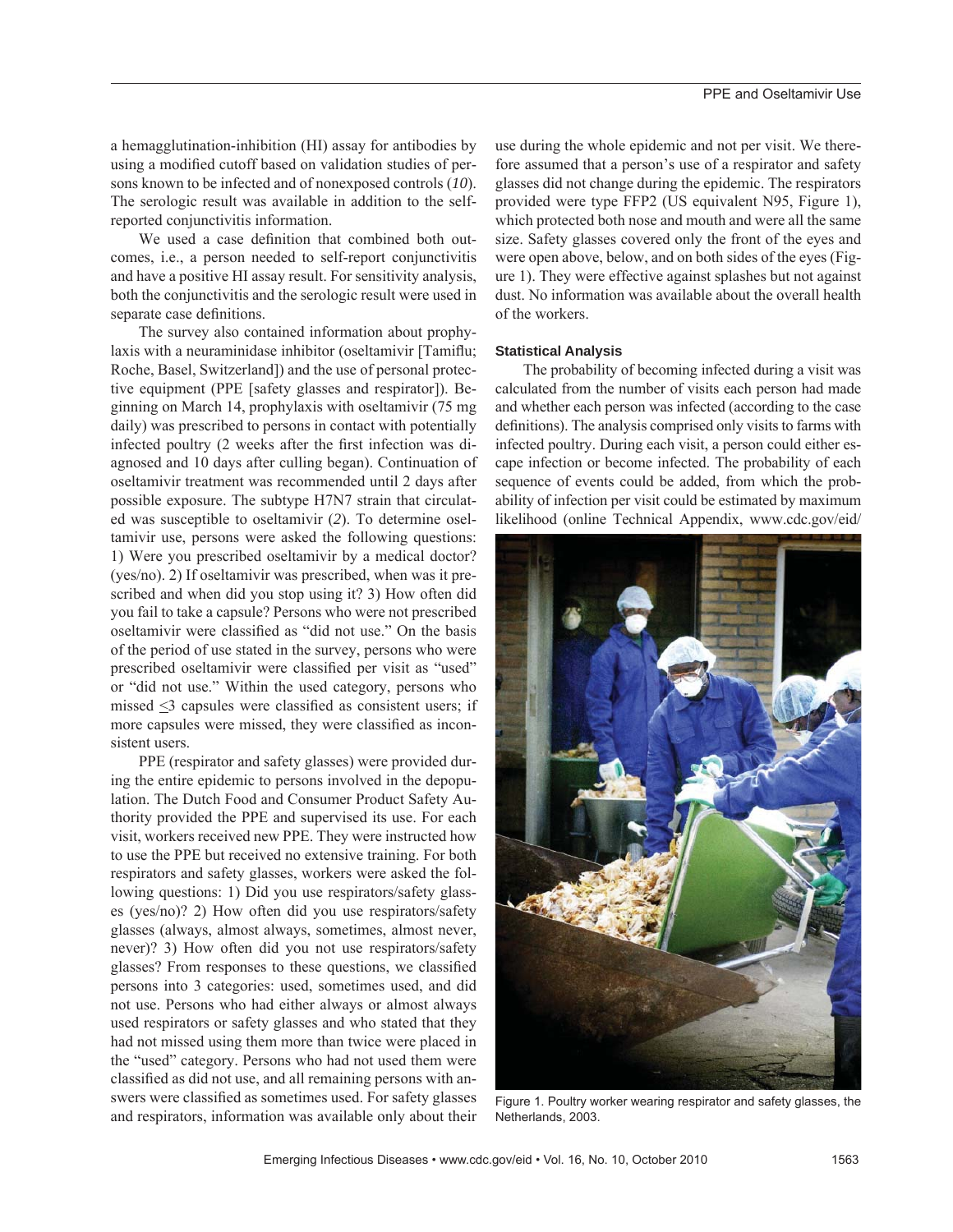a hemagglutination-inhibition (HI) assay for antibodies by using a modified cutoff based on validation studies of persons known to be infected and of nonexposed controls (*10*). The serologic result was available in addition to the self-reported conjunctivitis information.

We used a case definition that combined both outcomes, i.e., a person needed to self-report conjunctivitis and have a positive HI assay result. For sensitivity analysis, both the conjunctivitis and the serologic result were used in separate case definitions.

The survey also contained information about prophylaxis with a neuraminidase inhibitor (oseltamivir [Tamiflu; Roche, Basel, Switzerland]) and the use of personal protective equipment (PPE [safety glasses and respirator]). Beginning on March 14, prophylaxis with oseltamivir (75 mg daily) was prescribed to persons in contact with potentially infected poultry (2 weeks after the first infection was diagnosed and 10 days after culling began). Continuation of oseltamivir treatment was recommended until 2 days after possible exposure. The subtype H7N7 strain that circulated was susceptible to oseltamivir (*2*). To determine oseltamivir use, persons were asked the following questions: 1) Were you prescribed oseltamivir by a medical doctor? (yes/no). 2) If oseltamivir was prescribed, when was it prescribed and when did you stop using it? 3) How often did you fail to take a capsule? Persons who were not prescribed oseltamivir were classified as "did not use." On the basis of the period of use stated in the survey, persons who were prescribed oseltamivir were classified per visit as "used" or "did not use." Within the used category, persons who missed $\leq$3 capsules were classified as consistent users; if more capsules were missed, they were classified as inconsistent users.

PPE (respirator and safety glasses) were provided during the entire epidemic to persons involved in the depopulation. The Dutch Food and Consumer Product Safety Authority provided the PPE and supervised its use. For each visit, workers received new PPE. They were instructed how to use the PPE but received no extensive training. For both respirators and safety glasses, workers were asked the following questions: 1) Did you use respirators/safety glasses (yes/no)? 2) How often did you use respirators/safety glasses (always, almost always, sometimes, almost never, never)? 3) How often did you not use respirators/safety glasses? From responses to these questions, we classified persons into 3 categories: used, sometimes used, and did not use. Persons who had either always or almost always used respirators or safety glasses and who stated that they had not missed using them more than twice were placed in the "used" category. Persons who had not used them were classified as did not use, and all remaining persons with answers were classified as sometimes used. For safety glasses and respirators, information was available only about their use during the whole epidemic and not per visit. We therefore assumed that a person's use of a respirator and safety glasses did not change during the epidemic. The respirators provided were type FFP2 (US equivalent N95, Figure 1), which protected both nose and mouth and were all the same size. Safety glasses covered only the front of the eyes and were open above, below, and on both sides of the eyes (Figure 1). They were effective against splashes but not against dust. No information was available about the overall health of the workers.

### Statistical Analysis

The probability of becoming infected during a visit was calculated from the number of visits each person had made and whether each person was infected (according to the case definitions). The analysis comprised only visits to farms with infected poultry. During each visit, a person could either escape infection or become infected. The probability of each sequence of events could be added, from which the probability of infection per visit could be estimated by maximum likelihood (online Technical Appendix, www.cdc.gov/eid/

Figure 1. Poultry worker wearing respirator and safety glasses, the Netherlands, 2003.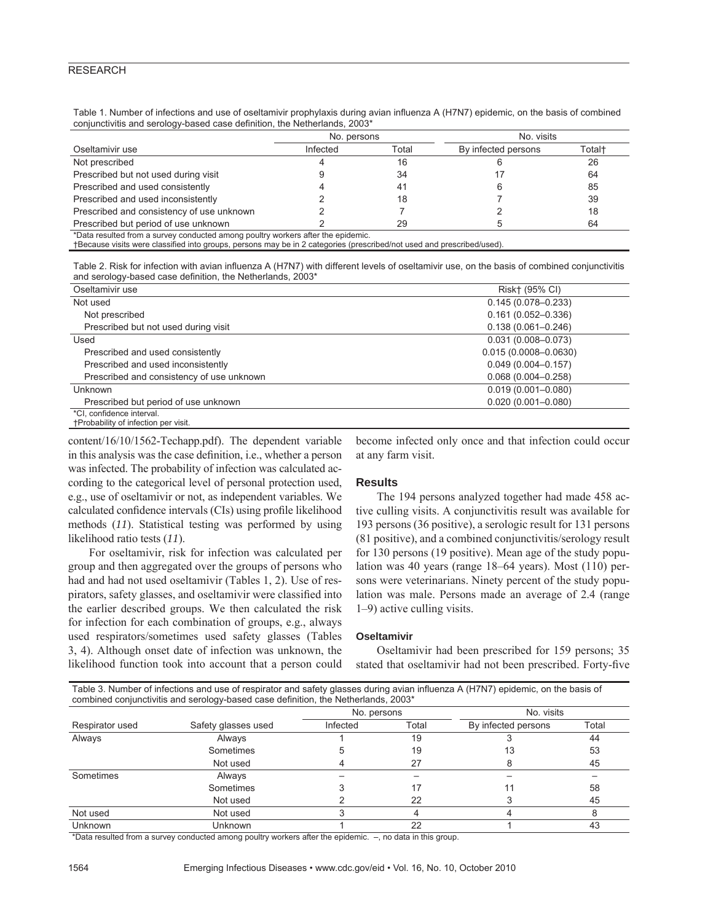Table 1. Number of infections and use of oseltamivir prophylaxis during avian influenza A (H7N7) epidemic, on the basis of combined conjunctivitis and serology-based case definition, the Netherlands, 2003*

| Oseltamivir use | No. persons | | No. visits | |
|---|---|---|---|---|
| | Infected | Total | By infected persons | Total† |
| Not prescribed | 4 | 16 | 6 | 26 |
| Prescribed but not used during visit | 9 | 34 | 17 | 64 |
| Prescribed and used consistently | 4 | 41 | 6 | 85 |
| Prescribed and used inconsistently | 2 | 18 | 7 | 39 |
| Prescribed and consistency of use unknown | 2 | 7 | 2 | 18 |
| Prescribed but period of use unknown | 2 | 29 | 5 | 64 |

*Data resulted from a survey conducted among poultry workers after the epidemic.
†Because visits were classified into groups, persons may be in 2 categories (prescribed/not used and prescribed/used).

Table 2. Risk for infection with avian influenza A (H7N7) with different levels of oseltamivir use, on the basis of combined conjunctivitis and serology-based case definition, the Netherlands, 2003*

| Oseltamivir use | Risk† (95% CI) |
|---|---|
| Not used | 0.145 (0.078–0.233) |
| Not prescribed | 0.161 (0.052–0.336) |
| Prescribed but not used during visit | 0.138 (0.061–0.246) |
| Used | 0.031 (0.008–0.073) |
| Prescribed and used consistently | 0.015 (0.0008–0.0630) |
| Prescribed and used inconsistently | 0.049 (0.004–0.157) |
| Prescribed and consistency of use unknown | 0.068 (0.004–0.258) |
| Unknown | 0.019 (0.001–0.080) |
| Prescribed but period of use unknown | 0.020 (0.001–0.080) |

*CI, confidence interval.
†Probability of infection per visit.

content/16/10/1562-Techapp.pdf). The dependent variable in this analysis was the case definition, i.e., whether a person was infected. The probability of infection was calculated according to the categorical level of personal protection used, e.g., use of oseltamivir or not, as independent variables. We calculated confidence intervals (CIs) using profile likelihood methods (*11*). Statistical testing was performed by using likelihood ratio tests (*11*).

For oseltamivir, risk for infection was calculated per group and then aggregated over the groups of persons who had and had not used oseltamivir (Tables 1, 2). Use of respirators, safety glasses, and oseltamivir were classified into the earlier described groups. We then calculated the risk for infection for each combination of groups, e.g., always used respirators/sometimes used safety glasses (Tables 3, 4). Although onset date of infection was unknown, the likelihood function took into account that a person could become infected only once and that infection could occur at any farm visit.

## Results

The 194 persons analyzed together had made 458 active culling visits. A conjunctivitis result was available for 193 persons (36 positive), a serologic result for 131 persons (81 positive), and a combined conjunctivitis/serology result for 130 persons (19 positive). Mean age of the study population was 40 years (range 18–64 years). Most (110) persons were veterinarians. Ninety percent of the study population was male. Persons made an average of 2.4 (range 1–9) active culling visits.

### Oseltamivir

Oseltamivir had been prescribed for 159 persons; 35 stated that oseltamivir had not been prescribed. Forty-five

Table 3. Number of infections and use of respirator and safety glasses during avian influenza A (H7N7) epidemic, on the basis of combined conjunctivitis and serology-based case definition, the Netherlands, 2003*

| Respirator used | Safety glasses used | No. persons | | No. visits | |
|---|---|---|---|---|---|
| | | Infected | Total | By infected persons | Total |
| Always | Always | 1 | 19 | 3 | 44 |
| | Sometimes | 5 | 19 | 13 | 53 |
| | Not used | 4 | 27 | 8 | 45 |
| Sometimes | Always | – | – | – | – |
| | Sometimes | 3 | 17 | 11 | 58 |
| | Not used | 2 | 22 | 3 | 45 |
| Not used | Not used | 3 | 4 | 4 | 8 |
| Unknown | Unknown | 1 | 22 | 1 | 43 |

*Data resulted from a survey conducted among poultry workers after the epidemic. –, no data in this group.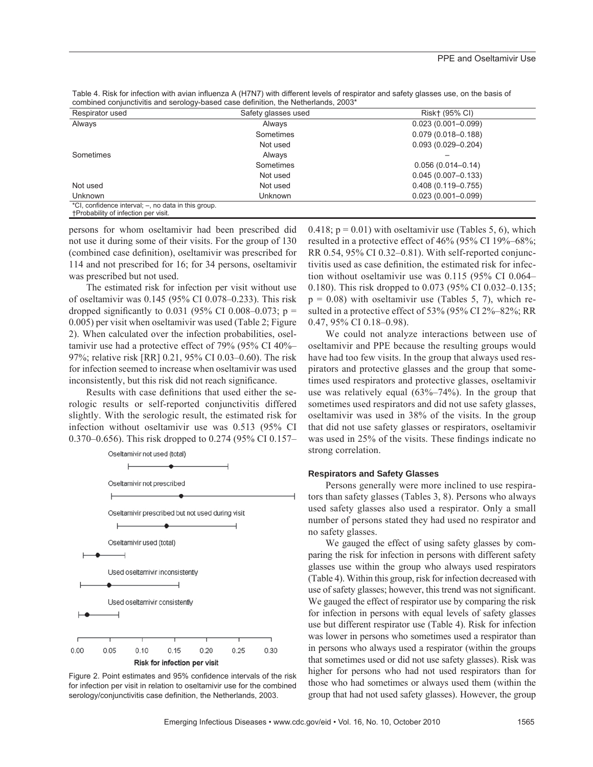Table 4. Risk for infection with avian influenza A (H7N7) with different levels of respirator and safety glasses use, on the basis of combined conjunctivitis and serology-based case definition, the Netherlands, 2003*

| Respirator used | Safety glasses used | Risk† (95% CI) |
|---|---|---|
| Always | Always | 0.023 (0.001–0.099) |
| | Sometimes | 0.079 (0.018–0.188) |
| | Not used | 0.093 (0.029–0.204) |
| Sometimes | Always | – |
| | Sometimes | 0.056 (0.014–0.14) |
| | Not used | 0.045 (0.007–0.133) |
| Not used | Not used | 0.408 (0.119–0.755) |
| Unknown | Unknown | 0.023 (0.001–0.099) |

*CI, confidence interval; –, no data in this group.
†Probability of infection per visit.

persons for whom oseltamivir had been prescribed did not use it during some of their visits. For the group of 130 (combined case definition), oseltamivir was prescribed for 114 and not prescribed for 16; for 34 persons, oseltamivir was prescribed but not used.

The estimated risk for infection per visit without use of oseltamivir was 0.145 (95% CI 0.078–0.233). This risk dropped significantly to 0.031 (95% CI 0.008–0.073; $p = 0.005$) per visit when oseltamivir was used (Table 2; Figure 2). When calculated over the infection probabilities, oseltamivir use had a protective effect of 79% (95% CI 40%–97%; relative risk [RR] 0.21, 95% CI 0.03–0.60). The risk for infection seemed to increase when oseltamivir was used inconsistently, but this risk did not reach significance.

Results with case definitions that used either the serologic results or self-reported conjunctivitis differed slightly. With the serologic result, the estimated risk for infection without oseltamivir use was 0.513 (95% CI 0.370–0.656). This risk dropped to 0.274 (95% CI 0.157–0.418; $p = 0.01$) with oseltamivir use (Tables 5, 6), which resulted in a protective effect of 46% (95% CI 19%–68%; RR 0.54, 95% CI 0.32–0.81). With self-reported conjunctivitis used as case definition, the estimated risk for infection without oseltamivir use was 0.115 (95% CI 0.064–0.180). This risk dropped to 0.073 (95% CI 0.032–0.135; $p = 0.08$) with oseltamivir use (Tables 5, 7), which resulted in a protective effect of 53% (95% CI 2%–82%; RR 0.47, 95% CI 0.18–0.98).

Oseltamivir not used (total)
Oseltamivir not prescribed
Oseltamivir prescribed but not used during visit
Oseltamivir used (total)
Used oseltamivir inconsistently
Used oseltamivir consistently
0.00 0.05 0.10 0.15 0.20 0.25 0.30
Risk for infection per visit

Figure 2. Point estimates and 95% confidence intervals of the risk for infection per visit in relation to oseltamivir use for the combined serology/conjunctivitis case definition, the Netherlands, 2003.

We could not analyze interactions between use of oseltamivir and PPE because the resulting groups would have had too few visits. In the group that always used respirators and protective glasses and the group that sometimes used respirators and protective glasses, oseltamivir use was relatively equal (63%–74%). In the group that sometimes used respirators and did not use safety glasses, oseltamivir was used in 38% of the visits. In the group that did not use safety glasses or respirators, oseltamivir was used in 25% of the visits. These findings indicate no strong correlation.

#### Respirators and Safety Glasses

Persons generally were more inclined to use respirators than safety glasses (Tables 3, 8). Persons who always used safety glasses also used a respirator. Only a small number of persons stated they had used no respirator and no safety glasses.

We gauged the effect of using safety glasses by comparing the risk for infection in persons with different safety glasses use within the group who always used respirators (Table 4). Within this group, risk for infection decreased with use of safety glasses; however, this trend was not significant. We gauged the effect of respirator use by comparing the risk for infection in persons with equal levels of safety glasses use but different respirator use (Table 4). Risk for infection was lower in persons who sometimes used a respirator than in persons who always used a respirator (within the groups that sometimes used or did not use safety glasses). Risk was higher for persons who had not used respirators than for those who had sometimes or always used them (within the group that had not used safety glasses). However, the group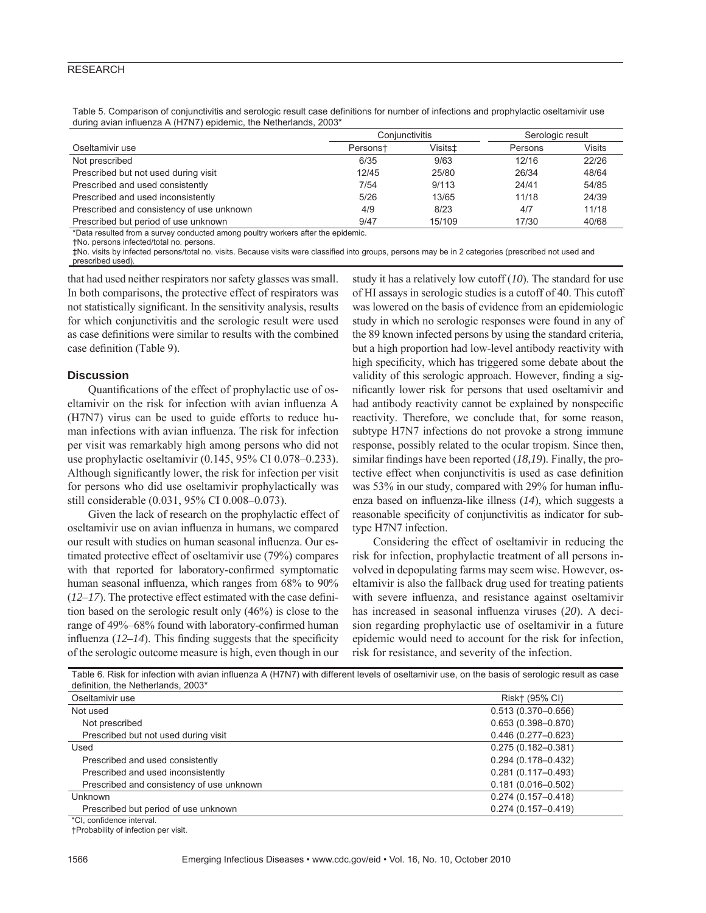Table 5. Comparison of conjunctivitis and serologic result case definitions for number of infections and prophylactic oseltamivir use during avian influenza A (H7N7) epidemic, the Netherlands, 2003*

| | Conjunctivitis | | Serologic result | |
|---|---|---|---|---|
| Oseltamivir use | Persons† | Visits‡ | Persons | Visits |
| Not prescribed | 6/35 | 9/63 | 12/16 | 22/26 |
| Prescribed but not used during visit | 12/45 | 25/80 | 26/34 | 48/64 |
| Prescribed and used consistently | 7/54 | 9/113 | 24/41 | 54/85 |
| Prescribed and used inconsistently | 5/26 | 13/65 | 11/18 | 24/39 |
| Prescribed and consistency of use unknown | 4/9 | 8/23 | 4/7 | 11/18 |
| Prescribed but period of use unknown | 9/47 | 15/109 | 17/30 | 40/68 |

*Data resulted from a survey conducted among poultry workers after the epidemic.
†No. persons infected/total no. persons.
‡No. visits by infected persons/total no. visits. Because visits were classified into groups, persons may be in 2 categories (prescribed not used and prescribed used).

that had used neither respirators nor safety glasses was small. In both comparisons, the protective effect of respirators was not statistically significant. In the sensitivity analysis, results for which conjunctivitis and the serologic result were used as case definitions were similar to results with the combined case definition (Table 9).

## Discussion

Quantifications of the effect of prophylactic use of oseltamivir on the risk for infection with avian influenza A (H7N7) virus can be used to guide efforts to reduce human infections with avian influenza. The risk for infection per visit was remarkably high among persons who did not use prophylactic oseltamivir (0.145, 95% CI 0.078–0.233). Although significantly lower, the risk for infection per visit for persons who did use oseltamivir prophylactically was still considerable (0.031, 95% CI 0.008–0.073).

Given the lack of research on the prophylactic effect of oseltamivir use on avian influenza in humans, we compared our result with studies on human seasonal influenza. Our estimated protective effect of oseltamivir use (79%) compares with that reported for laboratory-confirmed symptomatic human seasonal influenza, which ranges from 68% to 90% (*12*–*17*). The protective effect estimated with the case definition based on the serologic result only (46%) is close to the range of 49%–68% found with laboratory-confirmed human influenza (*12*–*14*). This finding suggests that the specificity of the serologic outcome measure is high, even though in our study it has a relatively low cutoff (*10*). The standard for use of HI assays in serologic studies is a cutoff of 40. This cutoff was lowered on the basis of evidence from an epidemiologic study in which no serologic responses were found in any of the 89 known infected persons by using the standard criteria, but a high proportion had low-level antibody reactivity with high specificity, which has triggered some debate about the validity of this serologic approach. However, finding a significantly lower risk for persons that used oseltamivir and had antibody reactivity cannot be explained by nonspecific reactivity. Therefore, we conclude that, for some reason, subtype H7N7 infections do not provoke a strong immune response, possibly related to the ocular tropism. Since then, similar findings have been reported (*18,19*). Finally, the protective effect when conjunctivitis is used as case definition was 53% in our study, compared with 29% for human influenza based on influenza-like illness (*14*), which suggests a reasonable specificity of conjunctivitis as indicator for subtype H7N7 infection.

Considering the effect of oseltamivir in reducing the risk for infection, prophylactic treatment of all persons involved in depopulating farms may seem wise. However, oseltamivir is also the fallback drug used for treating patients with severe influenza, and resistance against oseltamivir has increased in seasonal influenza viruses (*20*). A decision regarding prophylactic use of oseltamivir in a future epidemic would need to account for the risk for infection, risk for resistance, and severity of the infection.

Table 6. Risk for infection with avian influenza A (H7N7) with different levels of oseltamivir use, on the basis of serologic result as case definition, the Netherlands, 2003*

| Oseltamivir use | Risk† (95% CI) |
|---|---|
| Not used | 0.513 (0.370–0.656) |
| Not prescribed | 0.653 (0.398–0.870) |
| Prescribed but not used during visit | 0.446 (0.277–0.623) |
| Used | 0.275 (0.182–0.381) |
| Prescribed and used consistently | 0.294 (0.178–0.432) |
| Prescribed and used inconsistently | 0.281 (0.117–0.493) |
| Prescribed and consistency of use unknown | 0.181 (0.016–0.502) |
| Unknown | 0.274 (0.157–0.418) |
| Prescribed but period of use unknown | 0.274 (0.157–0.419) |

*CI, confidence interval.
†Probability of infection per visit.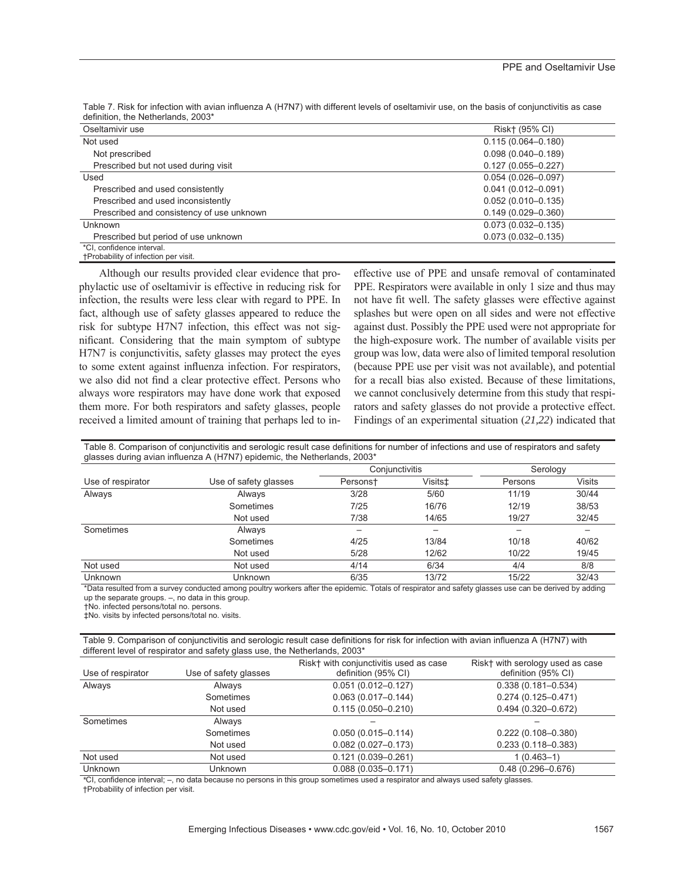Table 7. Risk for infection with avian influenza A (H7N7) with different levels of oseltamivir use, on the basis of conjunctivitis as case definition, the Netherlands, 2003*

| Oseltamivir use | Risk† (95% CI) |
|---|---|
| Not used | 0.115 (0.064–0.180) |
| Not prescribed | 0.098 (0.040–0.189) |
| Prescribed but not used during visit | 0.127 (0.055–0.227) |
| Used | 0.054 (0.026–0.097) |
| Prescribed and used consistently | 0.041 (0.012–0.091) |
| Prescribed and used inconsistently | 0.052 (0.010–0.135) |
| Prescribed and consistency of use unknown | 0.149 (0.029–0.360) |
| Unknown | 0.073 (0.032–0.135) |
| Prescribed but period of use unknown | 0.073 (0.032–0.135) |

*CI, confidence interval.
†Probability of infection per visit.

Although our results provided clear evidence that prophylactic use of oseltamivir is effective in reducing risk for infection, the results were less clear with regard to PPE. In fact, although use of safety glasses appeared to reduce the risk for subtype H7N7 infection, this effect was not significant. Considering that the main symptom of subtype H7N7 is conjunctivitis, safety glasses may protect the eyes to some extent against influenza infection. For respirators, we also did not find a clear protective effect. Persons who always wore respirators may have done work that exposed them more. For both respirators and safety glasses, people received a limited amount of training that perhaps led to ineffective use of PPE and unsafe removal of contaminated PPE. Respirators were available in only 1 size and thus may not have fit well. The safety glasses were effective against splashes but were open on all sides and were not effective against dust. Possibly the PPE used were not appropriate for the high-exposure work. The number of available visits per group was low, data were also of limited temporal resolution (because PPE use per visit was not available), and potential for a recall bias also existed. Because of these limitations, we cannot conclusively determine from this study that respirators and safety glasses do not provide a protective effect. Findings of an experimental situation (*21,22*) indicated that

Table 8. Comparison of conjunctivitis and serologic result case definitions for number of infections and use of respirators and safety glasses during avian influenza A (H7N7) epidemic, the Netherlands, 2003*

| | | Conjunctivitis | | Serology | |
|---|---|---|---|---|---|
| Use of respirator | Use of safety glasses | Persons† | Visits‡ | Persons | Visits |
| Always | Always | 3/28 | 5/60 | 11/19 | 30/44 |
| | Sometimes | 7/25 | 16/76 | 12/19 | 38/53 |
| | Not used | 7/38 | 14/65 | 19/27 | 32/45 |
| Sometimes | Always | – | – | – | – |
| | Sometimes | 4/25 | 13/84 | 10/18 | 40/62 |
| | Not used | 5/28 | 12/62 | 10/22 | 19/45 |
| Not used | Not used | 4/14 | 6/34 | 4/4 | 8/8 |
| Unknown | Unknown | 6/35 | 13/72 | 15/22 | 32/43 |

*Data resulted from a survey conducted among poultry workers after the epidemic. Totals of respirator and safety glasses use can be derived by adding up the separate groups. –, no data in this group.
†No. infected persons/total no. persons.
‡No. visits by infected persons/total no. visits.

Table 9. Comparison of conjunctivitis and serologic result case definitions for risk for infection with avian influenza A (H7N7) with different level of respirator and safety glass use, the Netherlands, 2003*

| Use of respirator | Use of safety glasses | Risk† with conjunctivitis used as case definition (95% CI) | Risk† with serology used as case definition (95% CI) |
|---|---|---|---|
| Always | Always | 0.051 (0.012–0.127) | 0.338 (0.181–0.534) |
| | Sometimes | 0.063 (0.017–0.144) | 0.274 (0.125–0.471) |
| | Not used | 0.115 (0.050–0.210) | 0.494 (0.320–0.672) |
| Sometimes | Always | – | – |
| | Sometimes | 0.050 (0.015–0.114) | 0.222 (0.108–0.380) |
| | Not used | 0.082 (0.027–0.173) | 0.233 (0.118–0.383) |
| Not used | Not used | 0.121 (0.039–0.261) | 1 (0.463–1) |
| Unknown | Unknown | 0.088 (0.035–0.171) | 0.48 (0.296–0.676) |

*CI, confidence interval; –, no data because no persons in this group sometimes used a respirator and always used safety glasses.
†Probability of infection per visit.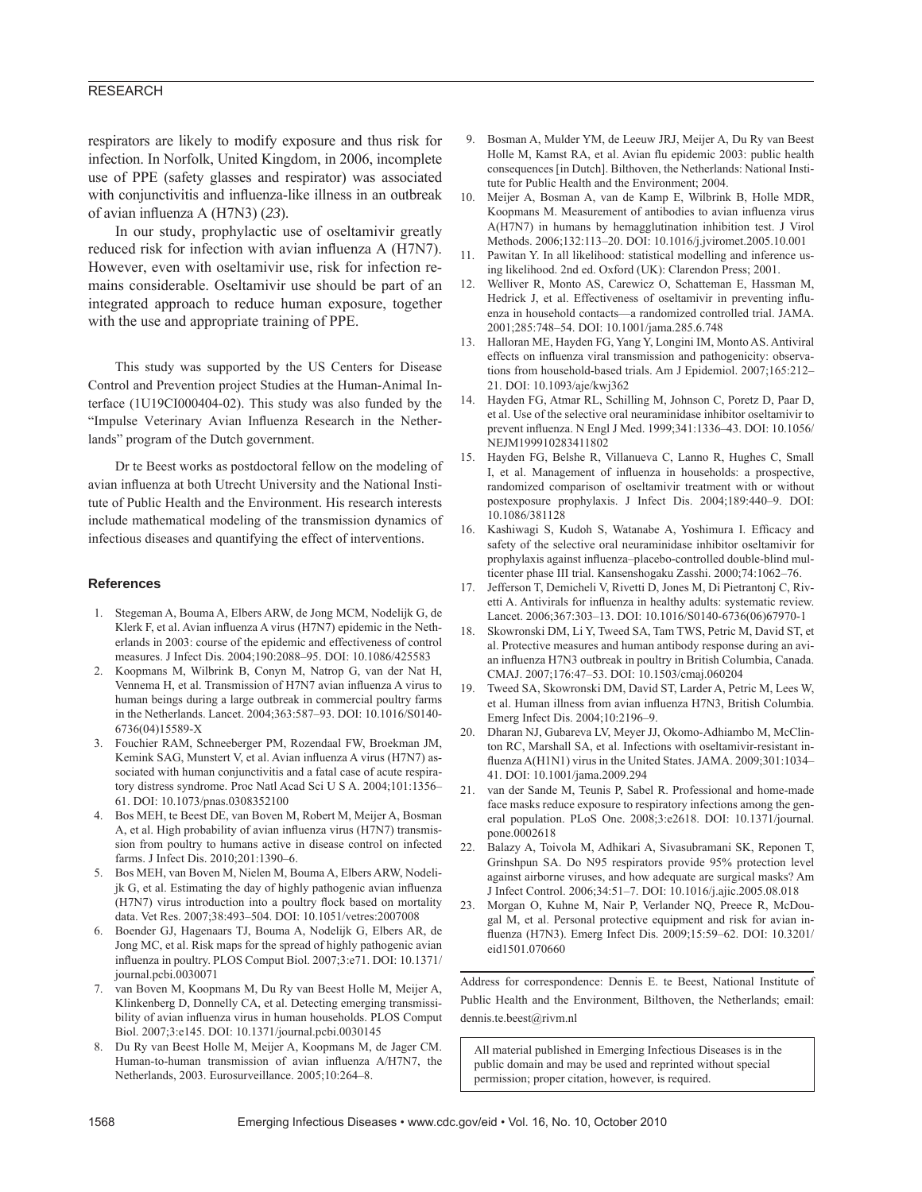respirators are likely to modify exposure and thus risk for infection. In Norfolk, United Kingdom, in 2006, incomplete use of PPE (safety glasses and respirator) was associated with conjunctivitis and influenza-like illness in an outbreak of avian influenza A (H7N3) (*23*).

In our study, prophylactic use of oseltamivir greatly reduced risk for infection with avian influenza A (H7N7). However, even with oseltamivir use, risk for infection remains considerable. Oseltamivir use should be part of an integrated approach to reduce human exposure, together with the use and appropriate training of PPE.

This study was supported by the US Centers for Disease Control and Prevention project Studies at the Human-Animal Interface (1U19CI000404-02). This study was also funded by the "Impulse Veterinary Avian Influenza Research in the Netherlands" program of the Dutch government.

Dr te Beest works as postdoctoral fellow on the modeling of avian influenza at both Utrecht University and the National Institute of Public Health and the Environment. His research interests include mathematical modeling of the transmission dynamics of infectious diseases and quantifying the effect of interventions.

## References

1. Stegeman A, Bouma A, Elbers ARW, de Jong MCM, Nodelijk G, de Klerk F, et al. Avian influenza A virus (H7N7) epidemic in the Netherlands in 2003: course of the epidemic and effectiveness of control measures. J Infect Dis. 2004;190:2088–95. DOI: 10.1086/425583
2. Koopmans M, Wilbrink B, Conyn M, Natrop G, van der Nat H, Vennema H, et al. Transmission of H7N7 avian influenza A virus to human beings during a large outbreak in commercial poultry farms in the Netherlands. Lancet. 2004;363:587–93. DOI: 10.1016/S0140-6736(04)15589-X
3. Fouchier RAM, Schneeberger PM, Rozendaal FW, Broekman JM, Kemink SAG, Munstert V, et al. Avian influenza A virus (H7N7) associated with human conjunctivitis and a fatal case of acute respiratory distress syndrome. Proc Natl Acad Sci U S A. 2004;101:1356–61. DOI: 10.1073/pnas.0308352100
4. Bos MEH, te Beest DE, van Boven M, Robert M, Meijer A, Bosman A, et al. High probability of avian influenza virus (H7N7) transmission from poultry to humans active in disease control on infected farms. J Infect Dis. 2010;201:1390–6.
5. Bos MEH, van Boven M, Nielen M, Bouma A, Elbers ARW, Nodelijk G, et al. Estimating the day of highly pathogenic avian influenza (H7N7) virus introduction into a poultry flock based on mortality data. Vet Res. 2007;38:493–504. DOI: 10.1051/vetres:2007008
6. Boender GJ, Hagenaars TJ, Bouma A, Nodelijk G, Elbers AR, de Jong MC, et al. Risk maps for the spread of highly pathogenic avian influenza in poultry. PLOS Comput Biol. 2007;3:e71. DOI: 10.1371/journal.pcbi.0030071
7. van Boven M, Koopmans M, Du Ry van Beest Holle M, Meijer A, Klinkenberg D, Donnelly CA, et al. Detecting emerging transmissibility of avian influenza virus in human households. PLOS Comput Biol. 2007;3:e145. DOI: 10.1371/journal.pcbi.0030145
8. Du Ry van Beest Holle M, Meijer A, Koopmans M, de Jager CM. Human-to-human transmission of avian influenza A/H7N7, the Netherlands, 2003. Eurosurveillance. 2005;10:264–8.
9. Bosman A, Mulder YM, de Leeuw JRJ, Meijer A, Du Ry van Beest Holle M, Kamst RA, et al. Avian flu epidemic 2003: public health consequences [in Dutch]. Bilthoven, the Netherlands: National Institute for Public Health and the Environment; 2004.
10. Meijer A, Bosman A, van de Kamp E, Wilbrink B, Holle MDR, Koopmans M. Measurement of antibodies to avian influenza virus A(H7N7) in humans by hemagglutination inhibition test. J Virol Methods. 2006;132:113–20. DOI: 10.1016/j.jviromet.2005.10.001
11. Pawitan Y. In all likelihood: statistical modelling and inference using likelihood. 2nd ed. Oxford (UK): Clarendon Press; 2001.
12. Welliver R, Monto AS, Carewicz O, Schatteman E, Hassman M, Hedrick J, et al. Effectiveness of oseltamivir in preventing influenza in household contacts—a randomized controlled trial. JAMA. 2001;285:748–54. DOI: 10.1001/jama.285.6.748
13. Halloran ME, Hayden FG, Yang Y, Longini IM, Monto AS. Antiviral effects on influenza viral transmission and pathogenicity: observations from household-based trials. Am J Epidemiol. 2007;165:212–21. DOI: 10.1093/aje/kwj362
14. Hayden FG, Atmar RL, Schilling M, Johnson C, Poretz D, Paar D, et al. Use of the selective oral neuraminidase inhibitor oseltamivir to prevent influenza. N Engl J Med. 1999;341:1336–43. DOI: 10.1056/NEJM199910283411802
15. Hayden FG, Belshe R, Villanueva C, Lanno R, Hughes C, Small I, et al. Management of influenza in households: a prospective, randomized comparison of oseltamivir treatment with or without postexposure prophylaxis. J Infect Dis. 2004;189:440–9. DOI: 10.1086/381128
16. Kashiwagi S, Kudoh S, Watanabe A, Yoshimura I. Efficacy and safety of the selective oral neuraminidase inhibitor oseltamivir for prophylaxis against influenza–placebo-controlled double-blind multicenter phase III trial. Kansenshogaku Zasshi. 2000;74:1062–76.
17. Jefferson T, Demicheli V, Rivetti D, Jones M, Di Pietrantonj C, Rivetti A. Antivirals for influenza in healthy adults: systematic review. Lancet. 2006;367:303–13. DOI: 10.1016/S0140-6736(06)67970-1
18. Skowronski DM, Li Y, Tweed SA, Tam TWS, Petric M, David ST, et al. Protective measures and human antibody response during an avian influenza H7N3 outbreak in poultry in British Columbia, Canada. CMAJ. 2007;176:47–53. DOI: 10.1503/cmaj.060204
19. Tweed SA, Skowronski DM, David ST, Larder A, Petric M, Lees W, et al. Human illness from avian influenza H7N3, British Columbia. Emerg Infect Dis. 2004;10:2196–9.
20. Dharan NJ, Gubareva LV, Meyer JJ, Okomo-Adhiambo M, McClinton RC, Marshall SA, et al. Infections with oseltamivir-resistant influenza A(H1N1) virus in the United States. JAMA. 2009;301:1034–41. DOI: 10.1001/jama.2009.294
21. van der Sande M, Teunis P, Sabel R. Professional and home-made face masks reduce exposure to respiratory infections among the general population. PLoS One. 2008;3:e2618. DOI: 10.1371/journal.pone.0002618
22. Balazy A, Toivola M, Adhikari A, Sivasubramani SK, Reponen T, Grinshpun SA. Do N95 respirators provide 95% protection level against airborne viruses, and how adequate are surgical masks? Am J Infect Control. 2006;34:51–7. DOI: 10.1016/j.ajic.2005.08.018
23. Morgan O, Kuhne M, Nair P, Verlander NQ, Preece R, McDougal M, et al. Personal protective equipment and risk for avian influenza (H7N3). Emerg Infect Dis. 2009;15:59–62. DOI: 10.3201/eid1501.070660

Address for correspondence: Dennis E. te Beest, National Institute of Public Health and the Environment, Bilthoven, the Netherlands; email: dennis.te.beest@rivm.nl

All material published in Emerging Infectious Diseases is in the public domain and may be used and reprinted without special permission; proper citation, however, is required.